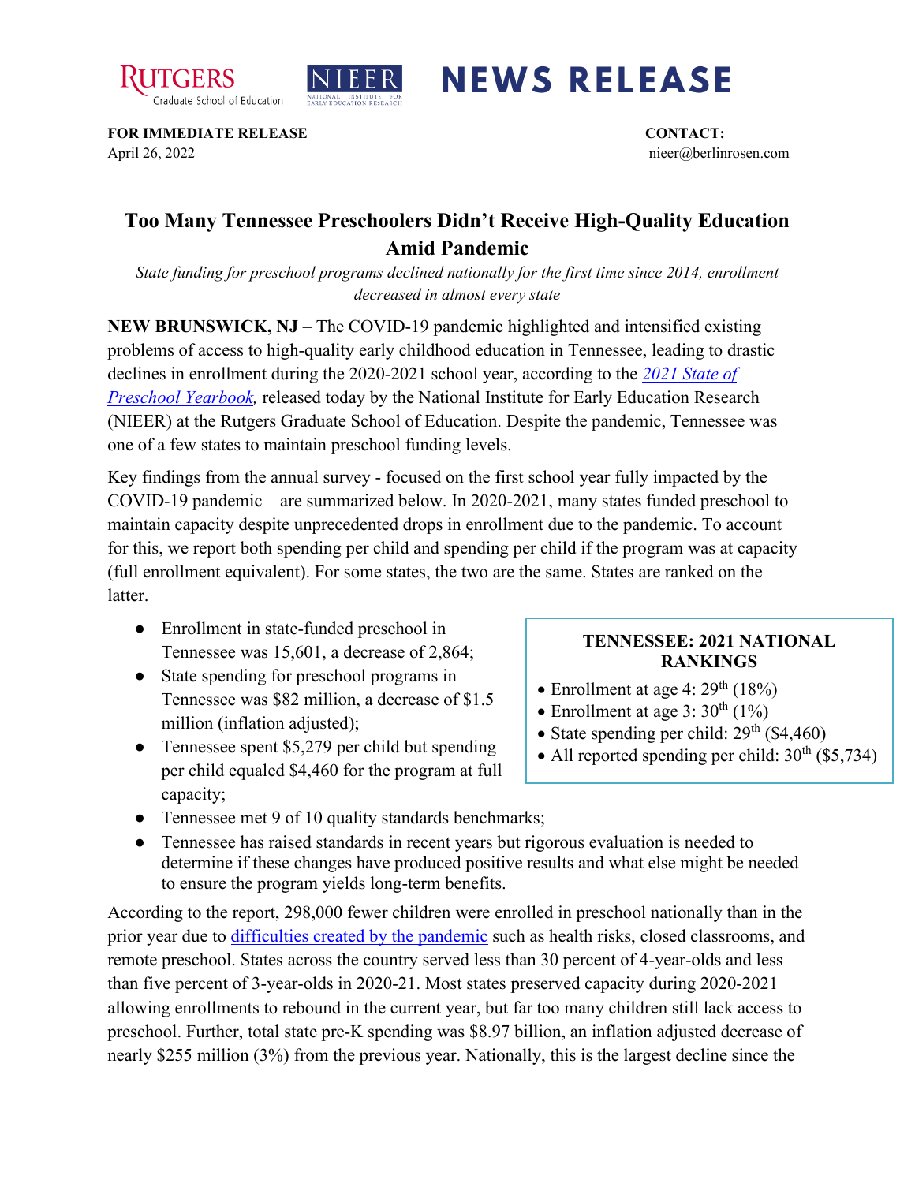Rutgers Graduate School of Education | NIEER National Institute for Early Education Research | **NEWS RELEASE**

**FOR IMMEDIATE RELEASE**
April 26, 2022

**CONTACT:**
nieer@berlinrosen.com

# Too Many Tennessee Preschoolers Didn't Receive High-Quality Education Amid Pandemic

*State funding for preschool programs declined nationally for the first time since 2014, enrollment decreased in almost every state*

**NEW BRUNSWICK, NJ** – The COVID-19 pandemic highlighted and intensified existing problems of access to high-quality early childhood education in Tennessee, leading to drastic declines in enrollment during the 2020-2021 school year, according to the [*2021 State of Preschool Yearbook*](), released today by the National Institute for Early Education Research (NIEER) at the Rutgers Graduate School of Education. Despite the pandemic, Tennessee was one of a few states to maintain preschool funding levels.

Key findings from the annual survey - focused on the first school year fully impacted by the COVID-19 pandemic – are summarized below. In 2020-2021, many states funded preschool to maintain capacity despite unprecedented drops in enrollment due to the pandemic. To account for this, we report both spending per child and spending per child if the program was at capacity (full enrollment equivalent). For some states, the two are the same. States are ranked on the latter.

- Enrollment in state-funded preschool in Tennessee was 15,601, a decrease of 2,864;
- State spending for preschool programs in Tennessee was $82 million, a decrease of $1.5 million (inflation adjusted);
- Tennessee spent $5,279 per child but spending per child equaled $4,460 for the program at full capacity;
- Tennessee met 9 of 10 quality standards benchmarks;
- Tennessee has raised standards in recent years but rigorous evaluation is needed to determine if these changes have produced positive results and what else might be needed to ensure the program yields long-term benefits.

**TENNESSEE: 2021 NATIONAL RANKINGS**

- Enrollment at age 4: 29th (18%)
- Enrollment at age 3: 30th (1%)
- State spending per child: 29th ($4,460)
- All reported spending per child: 30th ($5,734)

According to the report, 298,000 fewer children were enrolled in preschool nationally than in the prior year due to [difficulties created by the pandemic]() such as health risks, closed classrooms, and remote preschool. States across the country served less than 30 percent of 4-year-olds and less than five percent of 3-year-olds in 2020-21. Most states preserved capacity during 2020-2021 allowing enrollments to rebound in the current year, but far too many children still lack access to preschool. Further, total state pre-K spending was $8.97 billion, an inflation adjusted decrease of nearly $255 million (3%) from the previous year. Nationally, this is the largest decline since the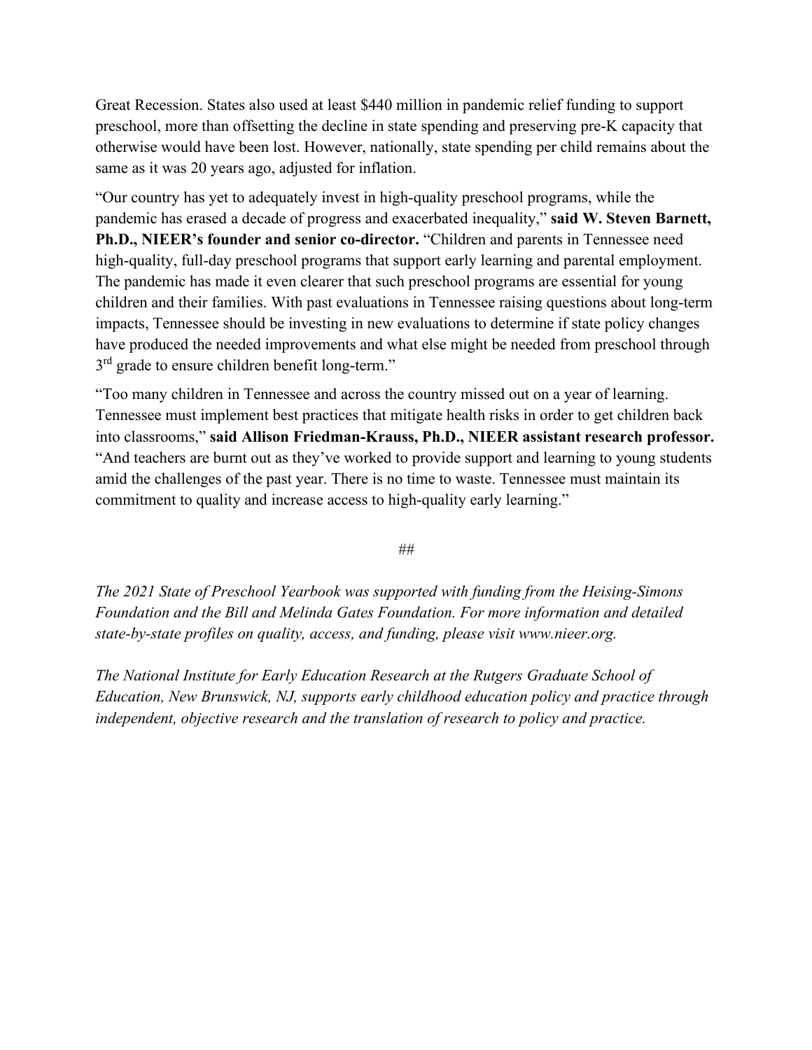Great Recession. States also used at least $440 million in pandemic relief funding to support preschool, more than offsetting the decline in state spending and preserving pre-K capacity that otherwise would have been lost. However, nationally, state spending per child remains about the same as it was 20 years ago, adjusted for inflation.

"Our country has yet to adequately invest in high-quality preschool programs, while the pandemic has erased a decade of progress and exacerbated inequality," **said W. Steven Barnett, Ph.D., NIEER's founder and senior co-director.** "Children and parents in Tennessee need high-quality, full-day preschool programs that support early learning and parental employment. The pandemic has made it even clearer that such preschool programs are essential for young children and their families. With past evaluations in Tennessee raising questions about long-term impacts, Tennessee should be investing in new evaluations to determine if state policy changes have produced the needed improvements and what else might be needed from preschool through 3rd grade to ensure children benefit long-term."

"Too many children in Tennessee and across the country missed out on a year of learning. Tennessee must implement best practices that mitigate health risks in order to get children back into classrooms," **said Allison Friedman-Krauss, Ph.D., NIEER assistant research professor.** "And teachers are burnt out as they've worked to provide support and learning to young students amid the challenges of the past year. There is no time to waste. Tennessee must maintain its commitment to quality and increase access to high-quality early learning."

##

*The 2021 State of Preschool Yearbook was supported with funding from the Heising-Simons Foundation and the Bill and Melinda Gates Foundation. For more information and detailed state-by-state profiles on quality, access, and funding, please visit www.nieer.org.*

*The National Institute for Early Education Research at the Rutgers Graduate School of Education, New Brunswick, NJ, supports early childhood education policy and practice through independent, objective research and the translation of research to policy and practice.*